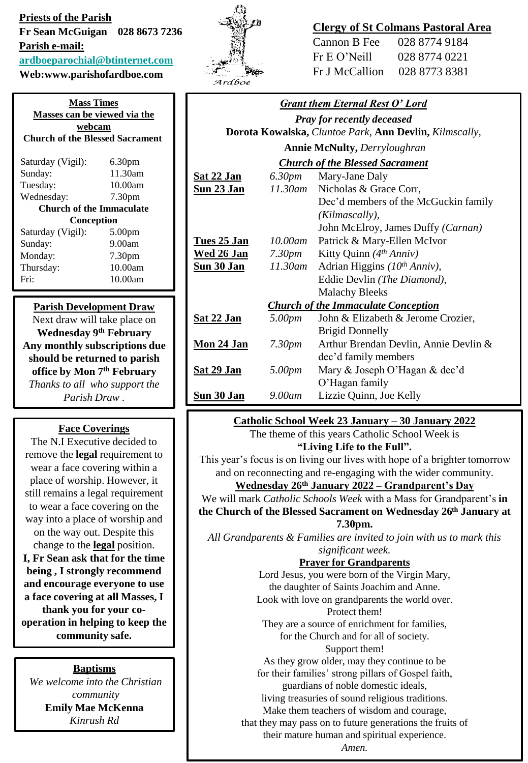**Priests of the Parish**

**Fr Sean McGuigan 028 8673 7236**

**Parish e-mail:**

**ardboeparochial@btinternet.com**

**Web:www.parishofardboe.com**

Ardboe

**Clergy of St Colmans Pastoral Area**

Cannon B Fee 028 8774 9184

Fr E O'Neill 028 8774 0221

Fr J McCallion 028 8773 8381

**Mass Times**

**Masses can be viewed via the webcam**

**Church of the Blessed Sacrament**

| | |
|---|---|
| Saturday (Vigil): | 6.30pm |
| Sunday: | 11.30am |
| Tuesday: | 10.00am |
| Wednesday: | 7.30pm |

**Church of the Immaculate Conception**

| | |
|---|---|
| Saturday (Vigil): | 5.00pm |
| Sunday: | 9.00am |
| Monday: | 7.30pm |
| Thursday: | 10.00am |
| Fri: | 10.00am |

**Parish Development Draw**

Next draw will take place on **Wednesday 9th February**

**Any monthly subscriptions due should be returned to parish office by Mon 7th February**

*Thanks to all who support the Parish Draw .*

**Face Coverings**

The N.I Executive decided to remove the **legal** requirement to wear a face covering within a place of worship. However, it still remains a legal requirement to wear a face covering on the way into a place of worship and on the way out. Despite this change to the **legal** position.

**I, Fr Sean ask that for the time being , I strongly recommend and encourage everyone to use a face covering at all Masses, I thank you for your co-operation in helping to keep the community safe.**

**Baptisms**

*We welcome into the Christian community*

**Emily Mae McKenna**

*Kinrush Rd*

***Grant them Eternal Rest O' Lord***

*Pray for recently deceased*

**Dorota Kowalska,** *Cluntoe Park,* **Ann Devlin,** *Kilmscally,* **Annie McNulty,** *Derryloughran*

***Church of the Blessed Sacrament***

| | | |
|---|---|---|
| **Sat 22 Jan** | *6.30pm* | Mary-Jane Daly |
| **Sun 23 Jan** | *11.30am* | Nicholas & Grace Corr, Dec'd members of the McGuckin family *(Kilmascally),* John McElroy, James Duffy *(Carnan)* |
| **Tues 25 Jan** | *10.00am* | Patrick & Mary-Ellen McIvor |
| **Wed 26 Jan** | *7.30pm* | Kitty Quinn *(4th Anniv)* |
| **Sun 30 Jan** | *11.30am* | Adrian Higgins *(10th Anniv),* Eddie Devlin *(The Diamond),* Malachy Bleeks |

***Church of the Immaculate Conception***

| | | |
|---|---|---|
| **Sat 22 Jan** | *5.00pm* | John & Elizabeth & Jerome Crozier, Brigid Donnelly |
| **Mon 24 Jan** | *7.30pm* | Arthur Brendan Devlin, Annie Devlin & dec'd family members |
| **Sat 29 Jan** | *5.00pm* | Mary & Joseph O'Hagan & dec'd O'Hagan family |
| **Sun 30 Jan** | *9.00am* | Lizzie Quinn, Joe Kelly |

**Catholic School Week 23 January – 30 January 2022**

The theme of this years Catholic School Week is **"Living Life to the Full".**

This year's focus is on living our lives with hope of a brighter tomorrow and on reconnecting and re-engaging with the wider community.

**Wednesday 26th January 2022 – Grandparent's Day**

We will mark *Catholic Schools Week* with a Mass for Grandparent's **in the Church of the Blessed Sacrament on Wednesday 26th January at 7.30pm.**

*All Grandparents & Families are invited to join with us to mark this significant week.*

**Prayer for Grandparents**

Lord Jesus, you were born of the Virgin Mary,
the daughter of Saints Joachim and Anne.
Look with love on grandparents the world over.
Protect them!
They are a source of enrichment for families,
for the Church and for all of society.
Support them!
As they grow older, may they continue to be
for their families' strong pillars of Gospel faith,
guardians of noble domestic ideals,
living treasuries of sound religious traditions.
Make them teachers of wisdom and courage,
that they may pass on to future generations the fruits of
their mature human and spiritual experience.
*Amen.*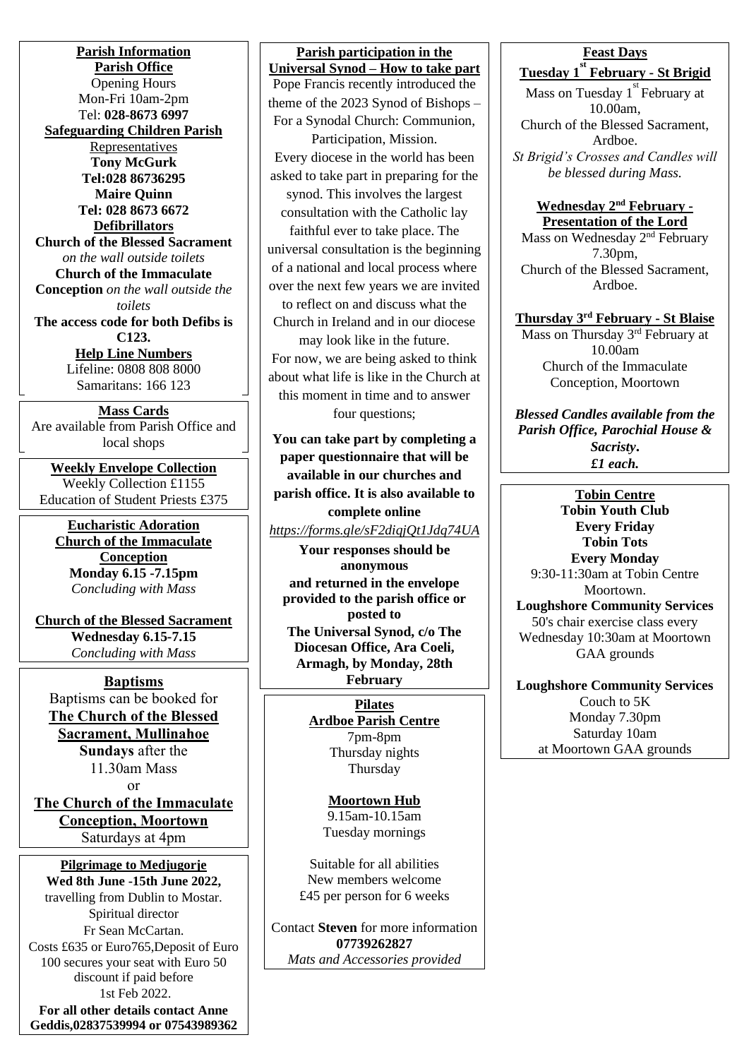## Parish Information

**Parish Office**

Opening Hours
Mon-Fri 10am-2pm
Tel: **028-8673 6997**

**Safeguarding Children Parish Representatives**

**Tony McGurk**
**Tel:028 86736295**
**Maire Quinn**
**Tel: 028 8673 6672**

**Defibrillators**

**Church of the Blessed Sacrament** *on the wall outside toilets*
**Church of the Immaculate Conception** *on the wall outside the toilets*
**The access code for both Defibs is C123.**

**Help Line Numbers**

Lifeline: 0808 808 8000
Samaritans: 166 123

**Mass Cards**

Are available from Parish Office and local shops

**Weekly Envelope Collection**

Weekly Collection £1155
Education of Student Priests £375

**Eucharistic Adoration**

**Church of the Immaculate Conception**
**Monday 6.15 -7.15pm**
*Concluding with Mass*

**Church of the Blessed Sacrament**
**Wednesday 6.15-7.15**
*Concluding with Mass*

**Baptisms**

Baptisms can be booked for **The Church of the Blessed Sacrament, Mullinahoe** **Sundays** after the 11.30am Mass
or
**The Church of the Immaculate Conception, Moortown** Saturdays at 4pm

**Pilgrimage to Medjugorje**

**Wed 8th June -15th June 2022,** travelling from Dublin to Mostar.
Spiritual director
Fr Sean McCartan.
Costs £635 or Euro765,Deposit of Euro 100 secures your seat with Euro 50 discount if paid before 1st Feb 2022.
**For all other details contact Anne Geddis,02837539994 or 07543989362**

## Parish participation in the Universal Synod – How to take part

Pope Francis recently introduced the theme of the 2023 Synod of Bishops – For a Synodal Church: Communion, Participation, Mission.

Every diocese in the world has been asked to take part in preparing for the synod. This involves the largest consultation with the Catholic lay faithful ever to take place. The universal consultation is the beginning of a national and local process where over the next few years we are invited to reflect on and discuss what the Church in Ireland and in our diocese may look like in the future.

For now, we are being asked to think about what life is like in the Church at this moment in time and to answer four questions;

**You can take part by completing a paper questionnaire that will be available in our churches and parish office. It is also available to complete online**
*https://forms.gle/sF2diqjQt1Jdq74UA*

**Your responses should be anonymous and returned in the envelope provided to the parish office or posted to The Universal Synod, c/o The Diocesan Office, Ara Coeli, Armagh, by Monday, 28th February**

**Pilates**

**Ardboe Parish Centre**
7pm-8pm
Thursday nights
Thursday

**Moortown Hub**
9.15am-10.15am
Tuesday mornings

Suitable for all abilities
New members welcome
£45 per person for 6 weeks

Contact **Steven** for more information
**07739262827**
*Mats and Accessories provided*

## Feast Days

**Tuesday 1st February - St Brigid**

Mass on Tuesday 1st February at 10.00am,
Church of the Blessed Sacrament, Ardboe.
*St Brigid's Crosses and Candles will be blessed during Mass.*

**Wednesday 2nd February - Presentation of the Lord**

Mass on Wednesday 2nd February 7.30pm,
Church of the Blessed Sacrament, Ardboe.

**Thursday 3rd February - St Blaise**

Mass on Thursday 3rd February at 10.00am
Church of the Immaculate Conception, Moortown

***Blessed Candles available from the Parish Office, Parochial House & Sacristy. £1 each.***

**Tobin Centre**

**Tobin Youth Club**
**Every Friday**
**Tobin Tots**
**Every Monday**
9:30-11:30am at Tobin Centre Moortown.

**Loughshore Community Services**
50's chair exercise class every Wednesday 10:30am at Moortown GAA grounds

**Loughshore Community Services**
Couch to 5K
Monday 7.30pm
Saturday 10am
at Moortown GAA grounds